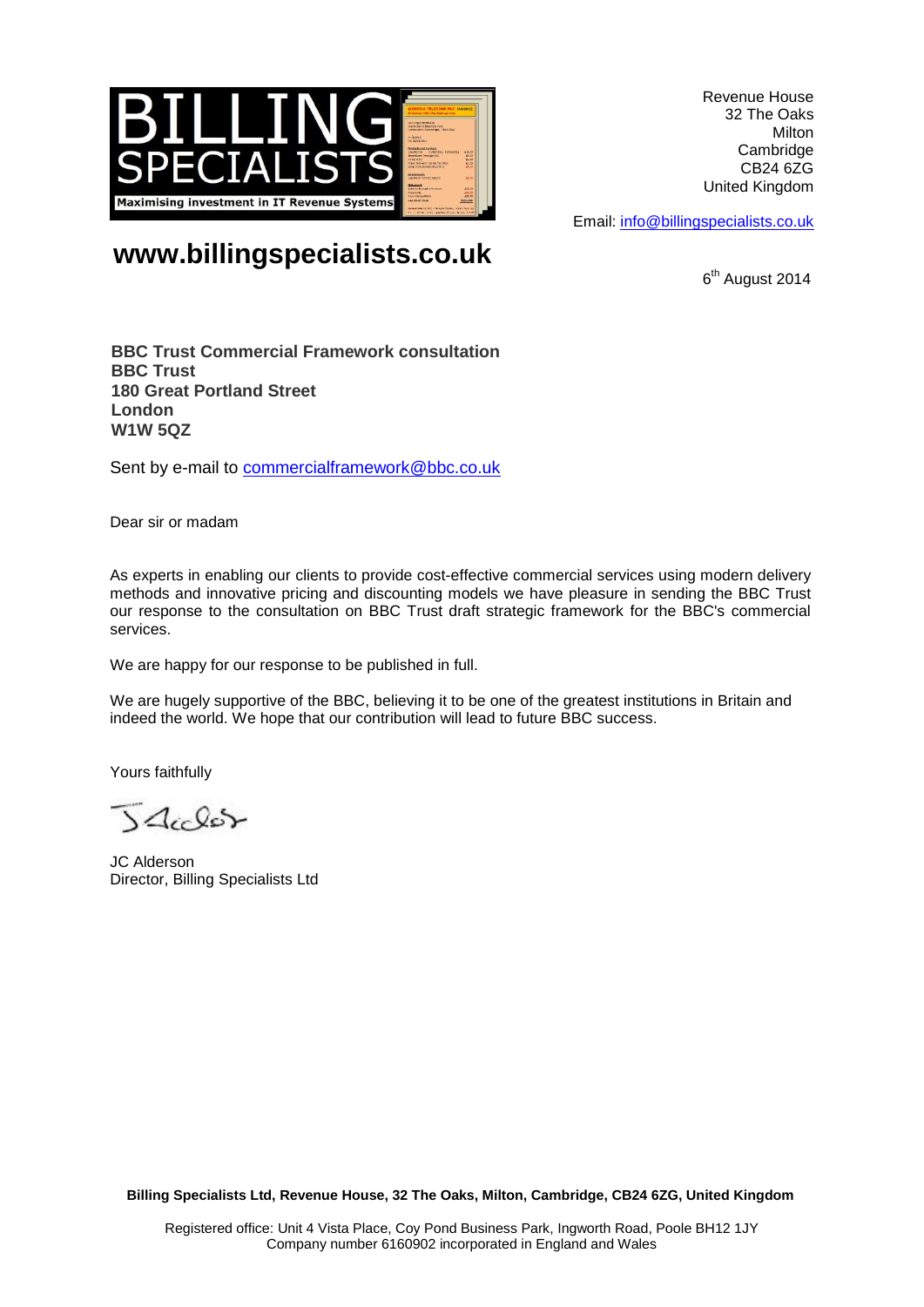BILLING SPECIALISTS

Maximising investment in IT Revenue Systems

Revenue House
32 The Oaks
Milton
Cambridge
CB24 6ZG
United Kingdom

Email: info@billingspecialists.co.uk

**www.billingspecialists.co.uk**

6th August 2014

**BBC Trust Commercial Framework consultation**
**BBC Trust**
**180 Great Portland Street**
**London**
**W1W 5QZ**

Sent by e-mail to commercialframework@bbc.co.uk

Dear sir or madam

As experts in enabling our clients to provide cost-effective commercial services using modern delivery methods and innovative pricing and discounting models we have pleasure in sending the BBC Trust our response to the consultation on BBC Trust draft strategic framework for the BBC's commercial services.

We are happy for our response to be published in full.

We are hugely supportive of the BBC, believing it to be one of the greatest institutions in Britain and indeed the world. We hope that our contribution will lead to future BBC success.

Yours faithfully

JC Alderson
Director, Billing Specialists Ltd

**Billing Specialists Ltd, Revenue House, 32 The Oaks, Milton, Cambridge, CB24 6ZG, United Kingdom**

Registered office: Unit 4 Vista Place, Coy Pond Business Park, Ingworth Road, Poole BH12 1JY
Company number 6160902 incorporated in England and Wales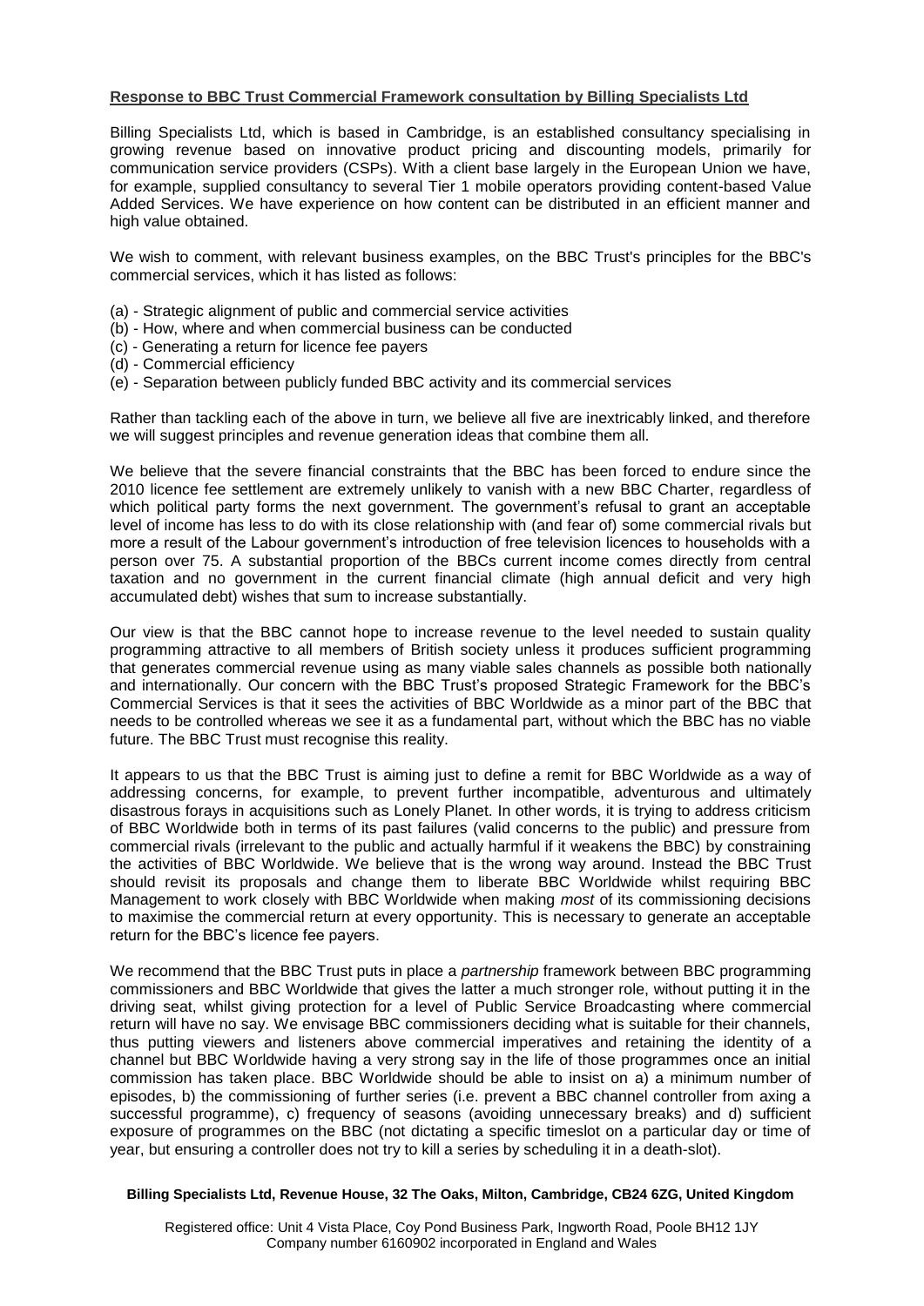**Response to BBC Trust Commercial Framework consultation by Billing Specialists Ltd**

Billing Specialists Ltd, which is based in Cambridge, is an established consultancy specialising in growing revenue based on innovative product pricing and discounting models, primarily for communication service providers (CSPs). With a client base largely in the European Union we have, for example, supplied consultancy to several Tier 1 mobile operators providing content-based Value Added Services. We have experience on how content can be distributed in an efficient manner and high value obtained.

We wish to comment, with relevant business examples, on the BBC Trust's principles for the BBC's commercial services, which it has listed as follows:

(a) - Strategic alignment of public and commercial service activities
(b) - How, where and when commercial business can be conducted
(c) - Generating a return for licence fee payers
(d) - Commercial efficiency
(e) - Separation between publicly funded BBC activity and its commercial services

Rather than tackling each of the above in turn, we believe all five are inextricably linked, and therefore we will suggest principles and revenue generation ideas that combine them all.

We believe that the severe financial constraints that the BBC has been forced to endure since the 2010 licence fee settlement are extremely unlikely to vanish with a new BBC Charter, regardless of which political party forms the next government. The government's refusal to grant an acceptable level of income has less to do with its close relationship with (and fear of) some commercial rivals but more a result of the Labour government's introduction of free television licences to households with a person over 75. A substantial proportion of the BBCs current income comes directly from central taxation and no government in the current financial climate (high annual deficit and very high accumulated debt) wishes that sum to increase substantially.

Our view is that the BBC cannot hope to increase revenue to the level needed to sustain quality programming attractive to all members of British society unless it produces sufficient programming that generates commercial revenue using as many viable sales channels as possible both nationally and internationally. Our concern with the BBC Trust's proposed Strategic Framework for the BBC's Commercial Services is that it sees the activities of BBC Worldwide as a minor part of the BBC that needs to be controlled whereas we see it as a fundamental part, without which the BBC has no viable future. The BBC Trust must recognise this reality.

It appears to us that the BBC Trust is aiming just to define a remit for BBC Worldwide as a way of addressing concerns, for example, to prevent further incompatible, adventurous and ultimately disastrous forays in acquisitions such as Lonely Planet. In other words, it is trying to address criticism of BBC Worldwide both in terms of its past failures (valid concerns to the public) and pressure from commercial rivals (irrelevant to the public and actually harmful if it weakens the BBC) by constraining the activities of BBC Worldwide. We believe that is the wrong way around. Instead the BBC Trust should revisit its proposals and change them to liberate BBC Worldwide whilst requiring BBC Management to work closely with BBC Worldwide when making *most* of its commissioning decisions to maximise the commercial return at every opportunity. This is necessary to generate an acceptable return for the BBC's licence fee payers.

We recommend that the BBC Trust puts in place a *partnership* framework between BBC programming commissioners and BBC Worldwide that gives the latter a much stronger role, without putting it in the driving seat, whilst giving protection for a level of Public Service Broadcasting where commercial return will have no say. We envisage BBC commissioners deciding what is suitable for their channels, thus putting viewers and listeners above commercial imperatives and retaining the identity of a channel but BBC Worldwide having a very strong say in the life of those programmes once an initial commission has taken place. BBC Worldwide should be able to insist on a) a minimum number of episodes, b) the commissioning of further series (i.e. prevent a BBC channel controller from axing a successful programme), c) frequency of seasons (avoiding unnecessary breaks) and d) sufficient exposure of programmes on the BBC (not dictating a specific timeslot on a particular day or time of year, but ensuring a controller does not try to kill a series by scheduling it in a death-slot).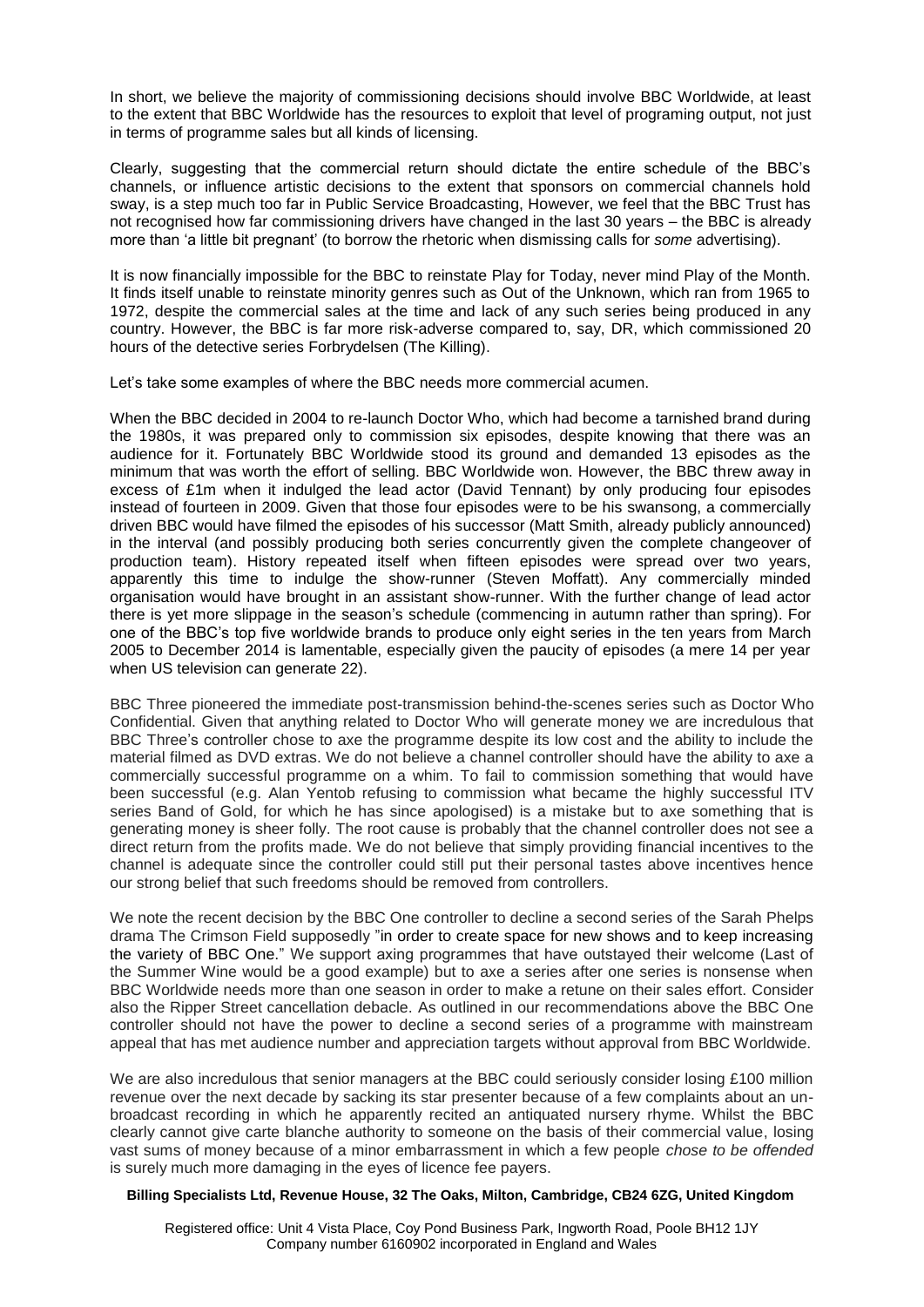In short, we believe the majority of commissioning decisions should involve BBC Worldwide, at least to the extent that BBC Worldwide has the resources to exploit that level of programing output, not just in terms of programme sales but all kinds of licensing.

Clearly, suggesting that the commercial return should dictate the entire schedule of the BBC's channels, or influence artistic decisions to the extent that sponsors on commercial channels hold sway, is a step much too far in Public Service Broadcasting, However, we feel that the BBC Trust has not recognised how far commissioning drivers have changed in the last 30 years – the BBC is already more than 'a little bit pregnant' (to borrow the rhetoric when dismissing calls for *some* advertising).

It is now financially impossible for the BBC to reinstate Play for Today, never mind Play of the Month. It finds itself unable to reinstate minority genres such as Out of the Unknown, which ran from 1965 to 1972, despite the commercial sales at the time and lack of any such series being produced in any country. However, the BBC is far more risk-adverse compared to, say, DR, which commissioned 20 hours of the detective series Forbrydelsen (The Killing).

Let's take some examples of where the BBC needs more commercial acumen.

When the BBC decided in 2004 to re-launch Doctor Who, which had become a tarnished brand during the 1980s, it was prepared only to commission six episodes, despite knowing that there was an audience for it. Fortunately BBC Worldwide stood its ground and demanded 13 episodes as the minimum that was worth the effort of selling. BBC Worldwide won. However, the BBC threw away in excess of £1m when it indulged the lead actor (David Tennant) by only producing four episodes instead of fourteen in 2009. Given that those four episodes were to be his swansong, a commercially driven BBC would have filmed the episodes of his successor (Matt Smith, already publicly announced) in the interval (and possibly producing both series concurrently given the complete changeover of production team). History repeated itself when fifteen episodes were spread over two years, apparently this time to indulge the show-runner (Steven Moffatt). Any commercially minded organisation would have brought in an assistant show-runner. With the further change of lead actor there is yet more slippage in the season's schedule (commencing in autumn rather than spring). For one of the BBC's top five worldwide brands to produce only eight series in the ten years from March 2005 to December 2014 is lamentable, especially given the paucity of episodes (a mere 14 per year when US television can generate 22).

BBC Three pioneered the immediate post-transmission behind-the-scenes series such as Doctor Who Confidential. Given that anything related to Doctor Who will generate money we are incredulous that BBC Three's controller chose to axe the programme despite its low cost and the ability to include the material filmed as DVD extras. We do not believe a channel controller should have the ability to axe a commercially successful programme on a whim. To fail to commission something that would have been successful (e.g. Alan Yentob refusing to commission what became the highly successful ITV series Band of Gold, for which he has since apologised) is a mistake but to axe something that is generating money is sheer folly. The root cause is probably that the channel controller does not see a direct return from the profits made. We do not believe that simply providing financial incentives to the channel is adequate since the controller could still put their personal tastes above incentives hence our strong belief that such freedoms should be removed from controllers.

We note the recent decision by the BBC One controller to decline a second series of the Sarah Phelps drama The Crimson Field supposedly "in order to create space for new shows and to keep increasing the variety of BBC One." We support axing programmes that have outstayed their welcome (Last of the Summer Wine would be a good example) but to axe a series after one series is nonsense when BBC Worldwide needs more than one season in order to make a retune on their sales effort. Consider also the Ripper Street cancellation debacle. As outlined in our recommendations above the BBC One controller should not have the power to decline a second series of a programme with mainstream appeal that has met audience number and appreciation targets without approval from BBC Worldwide.

We are also incredulous that senior managers at the BBC could seriously consider losing £100 million revenue over the next decade by sacking its star presenter because of a few complaints about an un-broadcast recording in which he apparently recited an antiquated nursery rhyme. Whilst the BBC clearly cannot give carte blanche authority to someone on the basis of their commercial value, losing vast sums of money because of a minor embarrassment in which a few people *chose to be offended* is surely much more damaging in the eyes of licence fee payers.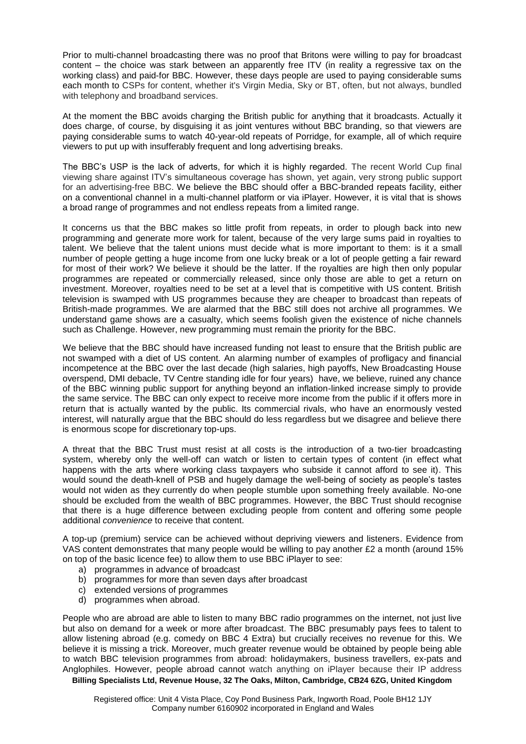Prior to multi-channel broadcasting there was no proof that Britons were willing to pay for broadcast content – the choice was stark between an apparently free ITV (in reality a regressive tax on the working class) and paid-for BBC. However, these days people are used to paying considerable sums each month to CSPs for content, whether it's Virgin Media, Sky or BT, often, but not always, bundled with telephony and broadband services.

At the moment the BBC avoids charging the British public for anything that it broadcasts. Actually it does charge, of course, by disguising it as joint ventures without BBC branding, so that viewers are paying considerable sums to watch 40-year-old repeats of Porridge, for example, all of which require viewers to put up with insufferably frequent and long advertising breaks.

The BBC's USP is the lack of adverts, for which it is highly regarded. The recent World Cup final viewing share against ITV's simultaneous coverage has shown, yet again, very strong public support for an advertising-free BBC. We believe the BBC should offer a BBC-branded repeats facility, either on a conventional channel in a multi-channel platform or via iPlayer. However, it is vital that is shows a broad range of programmes and not endless repeats from a limited range.

It concerns us that the BBC makes so little profit from repeats, in order to plough back into new programming and generate more work for talent, because of the very large sums paid in royalties to talent. We believe that the talent unions must decide what is more important to them: is it a small number of people getting a huge income from one lucky break or a lot of people getting a fair reward for most of their work? We believe it should be the latter. If the royalties are high then only popular programmes are repeated or commercially released, since only those are able to get a return on investment. Moreover, royalties need to be set at a level that is competitive with US content. British television is swamped with US programmes because they are cheaper to broadcast than repeats of British-made programmes. We are alarmed that the BBC still does not archive all programmes. We understand game shows are a casualty, which seems foolish given the existence of niche channels such as Challenge. However, new programming must remain the priority for the BBC.

We believe that the BBC should have increased funding not least to ensure that the British public are not swamped with a diet of US content. An alarming number of examples of profligacy and financial incompetence at the BBC over the last decade (high salaries, high payoffs, New Broadcasting House overspend, DMI debacle, TV Centre standing idle for four years) have, we believe, ruined any chance of the BBC winning public support for anything beyond an inflation-linked increase simply to provide the same service. The BBC can only expect to receive more income from the public if it offers more in return that is actually wanted by the public. Its commercial rivals, who have an enormously vested interest, will naturally argue that the BBC should do less regardless but we disagree and believe there is enormous scope for discretionary top-ups.

A threat that the BBC Trust must resist at all costs is the introduction of a two-tier broadcasting system, whereby only the well-off can watch or listen to certain types of content (in effect what happens with the arts where working class taxpayers who subside it cannot afford to see it). This would sound the death-knell of PSB and hugely damage the well-being of society as people's tastes would not widen as they currently do when people stumble upon something freely available. No-one should be excluded from the wealth of BBC programmes. However, the BBC Trust should recognise that there is a huge difference between excluding people from content and offering some people additional *convenience* to receive that content.

A top-up (premium) service can be achieved without depriving viewers and listeners. Evidence from VAS content demonstrates that many people would be willing to pay another £2 a month (around 15% on top of the basic licence fee) to allow them to use BBC iPlayer to see:

a) programmes in advance of broadcast
b) programmes for more than seven days after broadcast
c) extended versions of programmes
d) programmes when abroad.

People who are abroad are able to listen to many BBC radio programmes on the internet, not just live but also on demand for a week or more after broadcast. The BBC presumably pays fees to talent to allow listening abroad (e.g. comedy on BBC 4 Extra) but crucially receives no revenue for this. We believe it is missing a trick. Moreover, much greater revenue would be obtained by people being able to watch BBC television programmes from abroad: holidaymakers, business travellers, ex-pats and Anglophiles. However, people abroad cannot watch anything on iPlayer because their IP address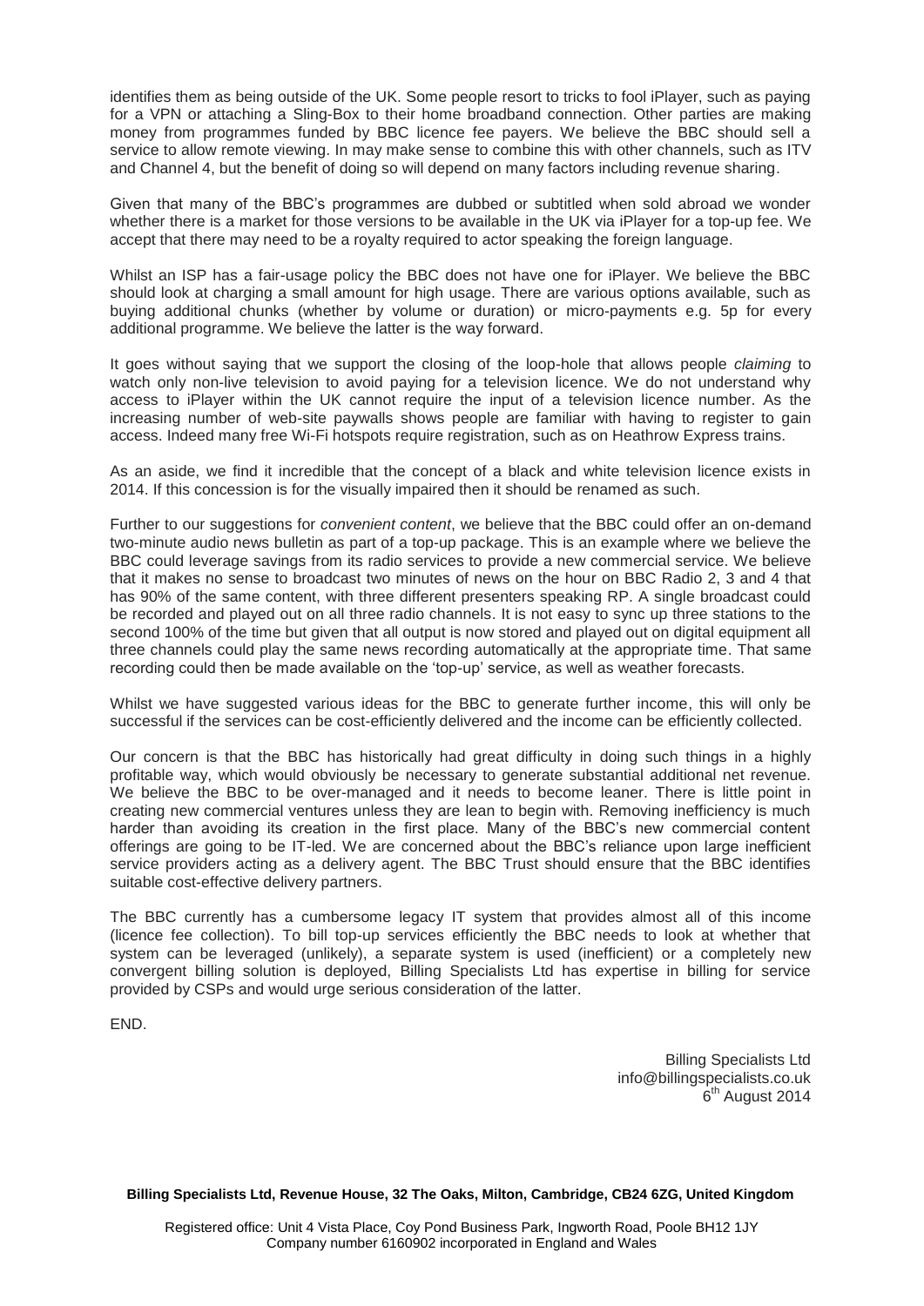identifies them as being outside of the UK. Some people resort to tricks to fool iPlayer, such as paying for a VPN or attaching a Sling-Box to their home broadband connection. Other parties are making money from programmes funded by BBC licence fee payers. We believe the BBC should sell a service to allow remote viewing. In may make sense to combine this with other channels, such as ITV and Channel 4, but the benefit of doing so will depend on many factors including revenue sharing.

Given that many of the BBC's programmes are dubbed or subtitled when sold abroad we wonder whether there is a market for those versions to be available in the UK via iPlayer for a top-up fee. We accept that there may need to be a royalty required to actor speaking the foreign language.

Whilst an ISP has a fair-usage policy the BBC does not have one for iPlayer. We believe the BBC should look at charging a small amount for high usage. There are various options available, such as buying additional chunks (whether by volume or duration) or micro-payments e.g. 5p for every additional programme. We believe the latter is the way forward.

It goes without saying that we support the closing of the loop-hole that allows people *claiming* to watch only non-live television to avoid paying for a television licence. We do not understand why access to iPlayer within the UK cannot require the input of a television licence number. As the increasing number of web-site paywalls shows people are familiar with having to register to gain access. Indeed many free Wi-Fi hotspots require registration, such as on Heathrow Express trains.

As an aside, we find it incredible that the concept of a black and white television licence exists in 2014. If this concession is for the visually impaired then it should be renamed as such.

Further to our suggestions for *convenient content*, we believe that the BBC could offer an on-demand two-minute audio news bulletin as part of a top-up package. This is an example where we believe the BBC could leverage savings from its radio services to provide a new commercial service. We believe that it makes no sense to broadcast two minutes of news on the hour on BBC Radio 2, 3 and 4 that has 90% of the same content, with three different presenters speaking RP. A single broadcast could be recorded and played out on all three radio channels. It is not easy to sync up three stations to the second 100% of the time but given that all output is now stored and played out on digital equipment all three channels could play the same news recording automatically at the appropriate time. That same recording could then be made available on the 'top-up' service, as well as weather forecasts.

Whilst we have suggested various ideas for the BBC to generate further income, this will only be successful if the services can be cost-efficiently delivered and the income can be efficiently collected.

Our concern is that the BBC has historically had great difficulty in doing such things in a highly profitable way, which would obviously be necessary to generate substantial additional net revenue. We believe the BBC to be over-managed and it needs to become leaner. There is little point in creating new commercial ventures unless they are lean to begin with. Removing inefficiency is much harder than avoiding its creation in the first place. Many of the BBC's new commercial content offerings are going to be IT-led. We are concerned about the BBC's reliance upon large inefficient service providers acting as a delivery agent. The BBC Trust should ensure that the BBC identifies suitable cost-effective delivery partners.

The BBC currently has a cumbersome legacy IT system that provides almost all of this income (licence fee collection). To bill top-up services efficiently the BBC needs to look at whether that system can be leveraged (unlikely), a separate system is used (inefficient) or a completely new convergent billing solution is deployed, Billing Specialists Ltd has expertise in billing for service provided by CSPs and would urge serious consideration of the latter.

END.

Billing Specialists Ltd
info@billingspecialists.co.uk
6th August 2014

**Billing Specialists Ltd, Revenue House, 32 The Oaks, Milton, Cambridge, CB24 6ZG, United Kingdom**

Registered office: Unit 4 Vista Place, Coy Pond Business Park, Ingworth Road, Poole BH12 1JY
Company number 6160902 incorporated in England and Wales